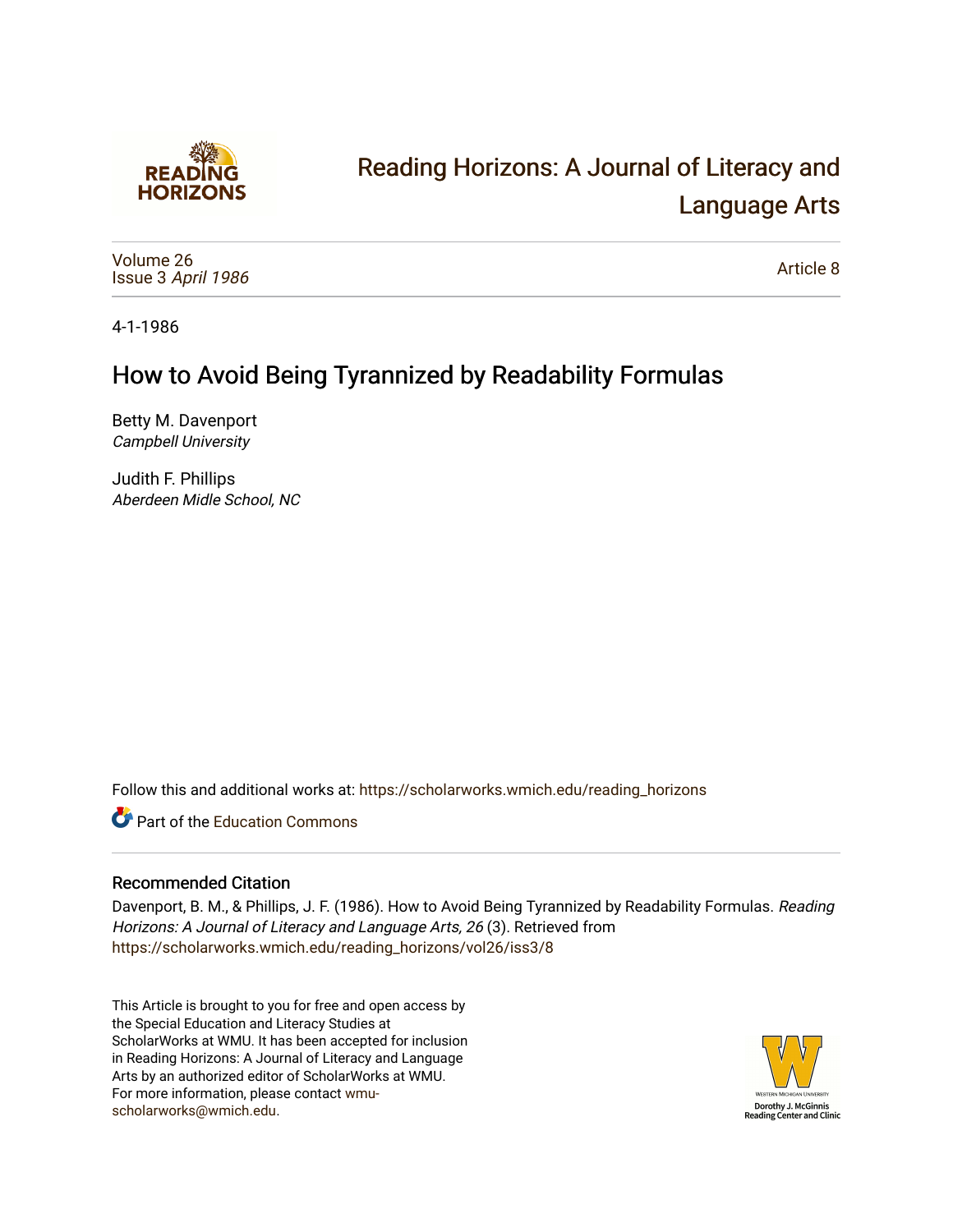# Reading Horizons: A Journal of Literacy and Language Arts

Volume 26
Issue 3 *April 1986*

Article 8

4-1-1986

## How to Avoid Being Tyrannized by Readability Formulas

Betty M. Davenport
*Campbell University*

Judith F. Phillips
*Aberdeen Midle School, NC*

Follow this and additional works at: https://scholarworks.wmich.edu/reading_horizons

Part of the Education Commons

### Recommended Citation

Davenport, B. M., & Phillips, J. F. (1986). How to Avoid Being Tyrannized by Readability Formulas. *Reading Horizons: A Journal of Literacy and Language Arts, 26* (3). Retrieved from https://scholarworks.wmich.edu/reading_horizons/vol26/iss3/8

This Article is brought to you for free and open access by the Special Education and Literacy Studies at ScholarWorks at WMU. It has been accepted for inclusion in Reading Horizons: A Journal of Literacy and Language Arts by an authorized editor of ScholarWorks at WMU. For more information, please contact wmu-scholarworks@wmich.edu.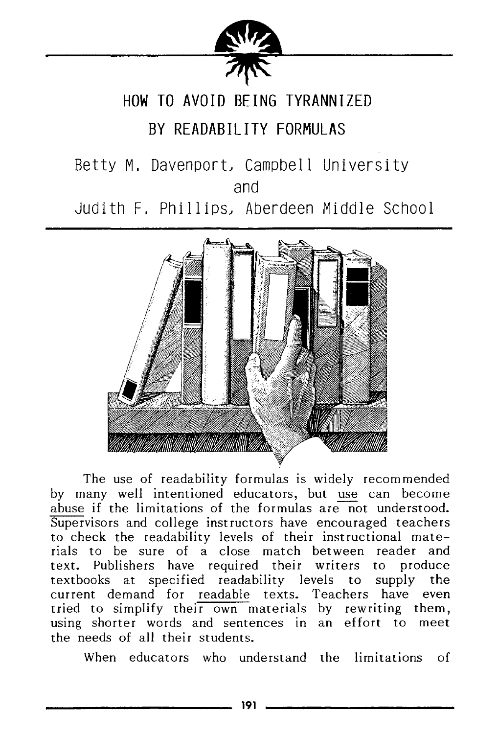# HOW TO AVOID BEING TYRANNIZED BY READABILITY FORMULAS

Betty M. Davenport, Campbell University
and
Judith F. Phillips, Aberdeen Middle School

The use of readability formulas is widely recommended by many well intentioned educators, but use can become abuse if the limitations of the formulas are not understood. Supervisors and college instructors have encouraged teachers to check the readability levels of their instructional materials to be sure of a close match between reader and text. Publishers have required their writers to produce textbooks at specified readability levels to supply the current demand for readable texts. Teachers have even tried to simplify their own materials by rewriting them, using shorter words and sentences in an effort to meet the needs of all their students.

When educators who understand the limitations of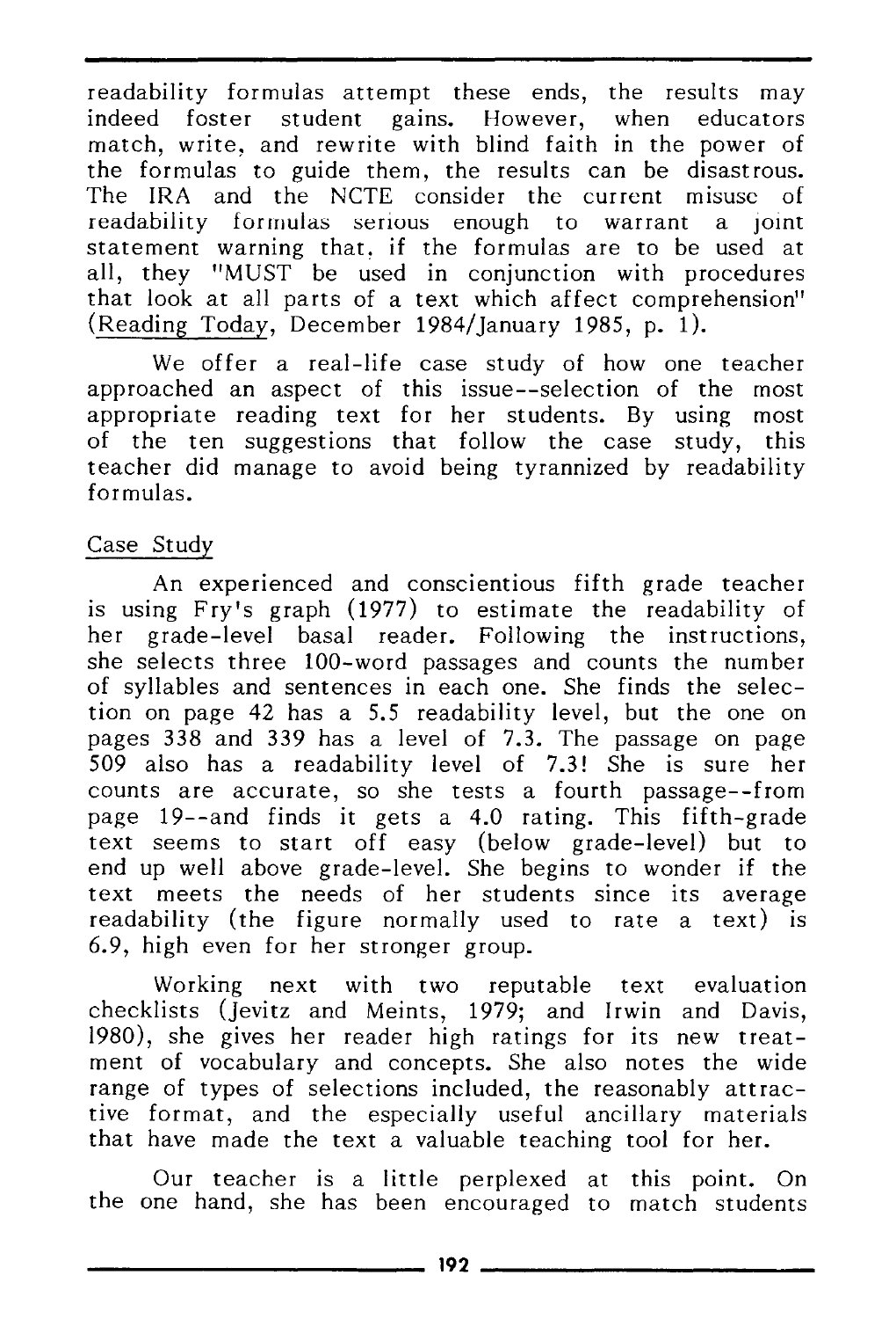readability formulas attempt these ends, the results may indeed foster student gains. However, when educators match, write, and rewrite with blind faith in the power of the formulas to guide them, the results can be disastrous. The IRA and the NCTE consider the current misuse of readability formulas serious enough to warrant a joint statement warning that, if the formulas are to be used at all, they "MUST be used in conjunction with procedures that look at all parts of a text which affect comprehension" (Reading Today, December 1984/January 1985, p. 1).

We offer a real-life case study of how one teacher approached an aspect of this issue--selection of the most appropriate reading text for her students. By using most of the ten suggestions that follow the case study, this teacher did manage to avoid being tyrannized by readability formulas.

## Case Study

An experienced and conscientious fifth grade teacher is using Fry's graph (1977) to estimate the readability of her grade-level basal reader. Following the instructions, she selects three 100-word passages and counts the number of syllables and sentences in each one. She finds the selection on page 42 has a 5.5 readability level, but the one on pages 338 and 339 has a level of 7.3. The passage on page 509 also has a readability level of 7.3! She is sure her counts are accurate, so she tests a fourth passage--from page 19--and finds it gets a 4.0 rating. This fifth-grade text seems to start off easy (below grade-level) but to end up well above grade-level. She begins to wonder if the text meets the needs of her students since its average readability (the figure normally used to rate a text) is 6.9, high even for her stronger group.

Working next with two reputable text evaluation checklists (Jevitz and Meints, 1979; and Irwin and Davis, 1980), she gives her reader high ratings for its new treatment of vocabulary and concepts. She also notes the wide range of types of selections included, the reasonably attractive format, and the especially useful ancillary materials that have made the text a valuable teaching tool for her.

Our teacher is a little perplexed at this point. On the one hand, she has been encouraged to match students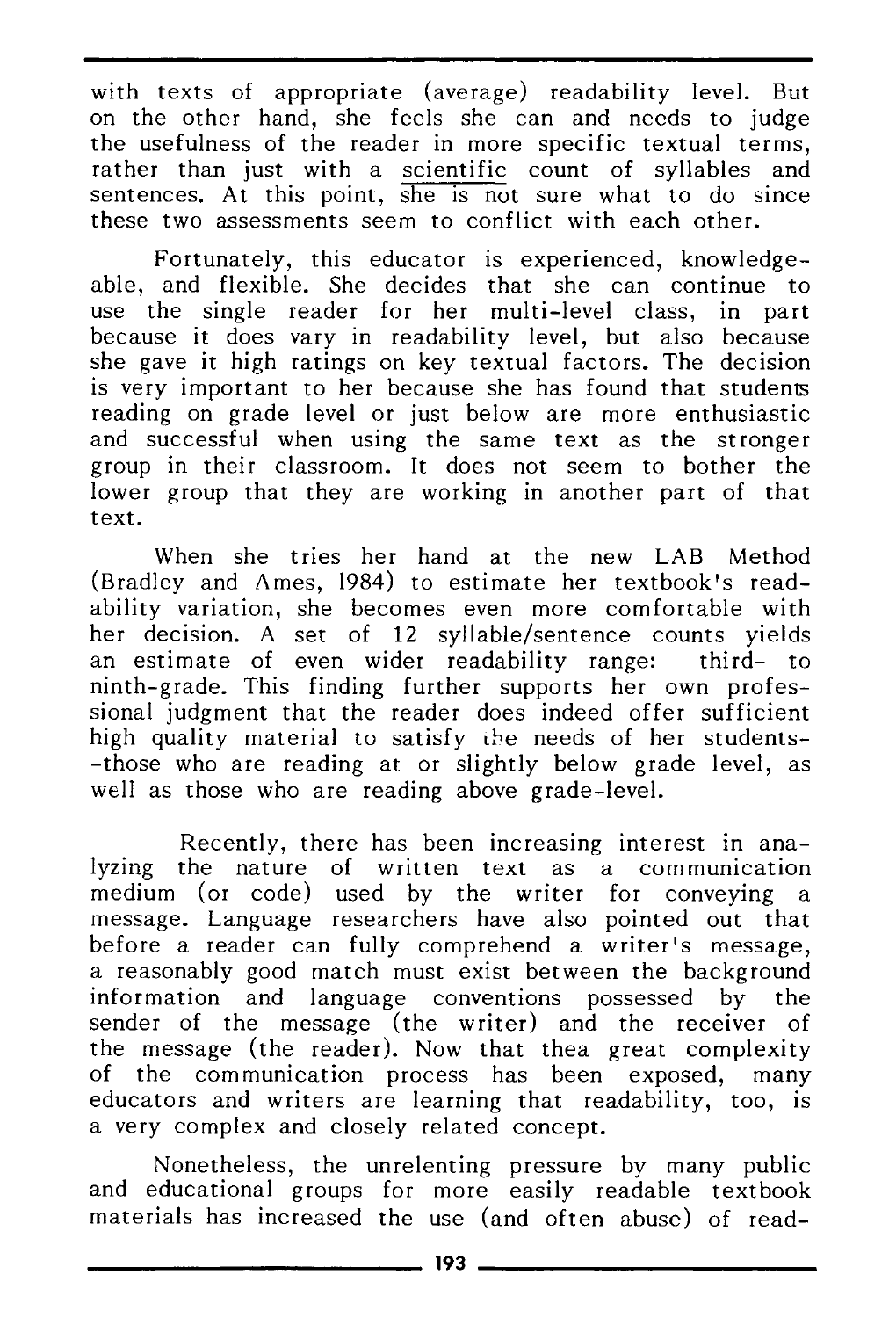with texts of appropriate (average) readability level. But on the other hand, she feels she can and needs to judge the usefulness of the reader in more specific textual terms, rather than just with a scientific count of syllables and sentences. At this point, she is not sure what to do since these two assessments seem to conflict with each other.

Fortunately, this educator is experienced, knowledgeable, and flexible. She decides that she can continue to use the single reader for her multi-level class, in part because it does vary in readability level, but also because she gave it high ratings on key textual factors. The decision is very important to her because she has found that students reading on grade level or just below are more enthusiastic and successful when using the same text as the stronger group in their classroom. It does not seem to bother the lower group that they are working in another part of that text.

When she tries her hand at the new LAB Method (Bradley and Ames, 1984) to estimate her textbook's readability variation, she becomes even more comfortable with her decision. A set of 12 syllable/sentence counts yields an estimate of even wider readability range: third- to ninth-grade. This finding further supports her own professional judgment that the reader does indeed offer sufficient high quality material to satisfy the needs of her students--those who are reading at or slightly below grade level, as well as those who are reading above grade-level.

Recently, there has been increasing interest in analyzing the nature of written text as a communication medium (or code) used by the writer for conveying a message. Language researchers have also pointed out that before a reader can fully comprehend a writer's message, a reasonably good match must exist between the background information and language conventions possessed by the sender of the message (the writer) and the receiver of the message (the reader). Now that thea great complexity of the communication process has been exposed, many educators and writers are learning that readability, too, is a very complex and closely related concept.

Nonetheless, the unrelenting pressure by many public and educational groups for more easily readable textbook materials has increased the use (and often abuse) of read-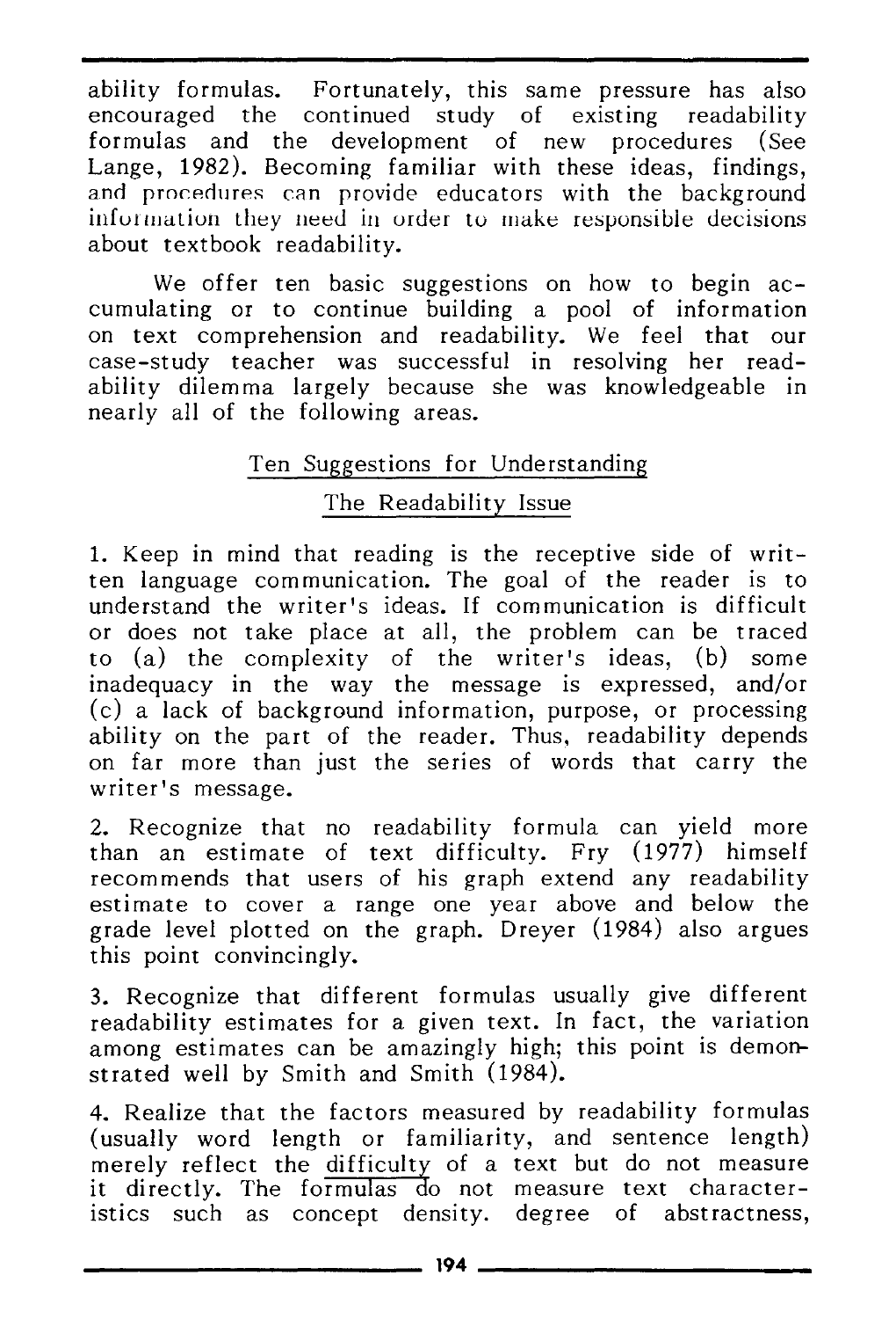ability formulas. Fortunately, this same pressure has also encouraged the continued study of existing readability formulas and the development of new procedures (See Lange, 1982). Becoming familiar with these ideas, findings, and procedures can provide educators with the background information they need in order to make responsible decisions about textbook readability.

We offer ten basic suggestions on how to begin accumulating or to continue building a pool of information on text comprehension and readability. We feel that our case-study teacher was successful in resolving her readability dilemma largely because she was knowledgeable in nearly all of the following areas.

## Ten Suggestions for Understanding The Readability Issue

1. Keep in mind that reading is the receptive side of written language communication. The goal of the reader is to understand the writer's ideas. If communication is difficult or does not take place at all, the problem can be traced to (a) the complexity of the writer's ideas, (b) some inadequacy in the way the message is expressed, and/or (c) a lack of background information, purpose, or processing ability on the part of the reader. Thus, readability depends on far more than just the series of words that carry the writer's message.

2. Recognize that no readability formula can yield more than an estimate of text difficulty. Fry (1977) himself recommends that users of his graph extend any readability estimate to cover a range one year above and below the grade level plotted on the graph. Dreyer (1984) also argues this point convincingly.

3. Recognize that different formulas usually give different readability estimates for a given text. In fact, the variation among estimates can be amazingly high; this point is demonstrated well by Smith and Smith (1984).

4. Realize that the factors measured by readability formulas (usually word length or familiarity, and sentence length) merely reflect the difficulty of a text but do not measure it directly. The formulas do not measure text characteristics such as concept density. degree of abstractness,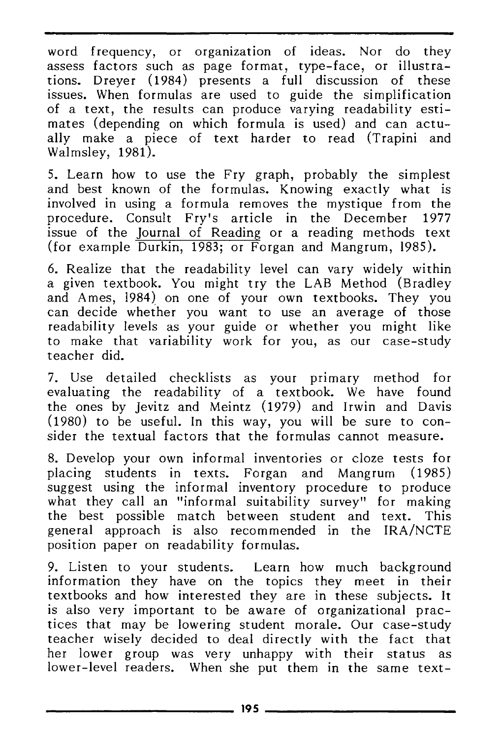word frequency, or organization of ideas. Nor do they assess factors such as page format, type-face, or illustrations. Dreyer (1984) presents a full discussion of these issues. When formulas are used to guide the simplification of a text, the results can produce varying readability estimates (depending on which formula is used) and can actually make a piece of text harder to read (Trapini and Walmsley, 1981).

5. Learn how to use the Fry graph, probably the simplest and best known of the formulas. Knowing exactly what is involved in using a formula removes the mystique from the procedure. Consult Fry's article in the December 1977 issue of the Journal of Reading or a reading methods text (for example Durkin, 1983; or Forgan and Mangrum, 1985).

6. Realize that the readability level can vary widely within a given textbook. You might try the LAB Method (Bradley and Ames, 1984) on one of your own textbooks. They you can decide whether you want to use an average of those readability levels as your guide or whether you might like to make that variability work for you, as our case-study teacher did.

7. Use detailed checklists as your primary method for evaluating the readability of a textbook. We have found the ones by Jevitz and Meintz (1979) and Irwin and Davis (1980) to be useful. In this way, you will be sure to consider the textual factors that the formulas cannot measure.

8. Develop your own informal inventories or cloze tests for placing students in texts. Forgan and Mangrum (1985) suggest using the informal inventory procedure to produce what they call an "informal suitability survey" for making the best possible match between student and text. This general approach is also recommended in the IRA/NCTE position paper on readability formulas.

9. Listen to your students. Learn how much background information they have on the topics they meet in their textbooks and how interested they are in these subjects. It is also very important to be aware of organizational practices that may be lowering student morale. Our case-study teacher wisely decided to deal directly with the fact that her lower group was very unhappy with their status as lower-level readers. When she put them in the same text-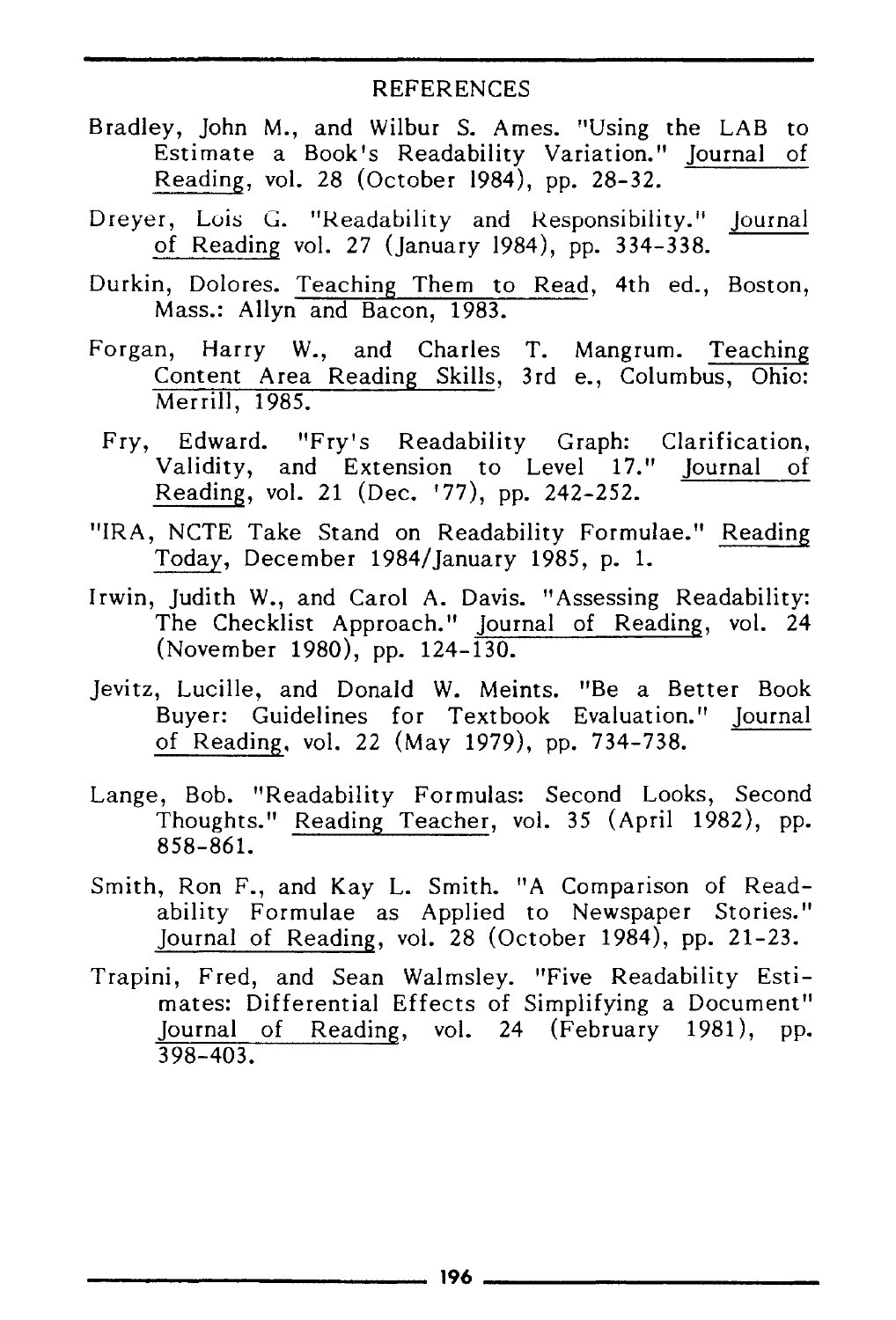## REFERENCES

Bradley, John M., and Wilbur S. Ames. "Using the LAB to Estimate a Book's Readability Variation." Journal of Reading, vol. 28 (October 1984), pp. 28-32.

Dreyer, Lois G. "Readability and Responsibility." Journal of Reading vol. 27 (January 1984), pp. 334-338.

Durkin, Dolores. Teaching Them to Read, 4th ed., Boston, Mass.: Allyn and Bacon, 1983.

Forgan, Harry W., and Charles T. Mangrum. Teaching Content Area Reading Skills, 3rd e., Columbus, Ohio: Merrill, 1985.

Fry, Edward. "Fry's Readability Graph: Clarification, Validity, and Extension to Level 17." Journal of Reading, vol. 21 (Dec. '77), pp. 242-252.

"IRA, NCTE Take Stand on Readability Formulae." Reading Today, December 1984/January 1985, p. 1.

Irwin, Judith W., and Carol A. Davis. "Assessing Readability: The Checklist Approach." Journal of Reading, vol. 24 (November 1980), pp. 124-130.

Jevitz, Lucille, and Donald W. Meints. "Be a Better Book Buyer: Guidelines for Textbook Evaluation." Journal of Reading, vol. 22 (May 1979), pp. 734-738.

Lange, Bob. "Readability Formulas: Second Looks, Second Thoughts." Reading Teacher, vol. 35 (April 1982), pp. 858-861.

Smith, Ron F., and Kay L. Smith. "A Comparison of Readability Formulae as Applied to Newspaper Stories." Journal of Reading, vol. 28 (October 1984), pp. 21-23.

Trapini, Fred, and Sean Walmsley. "Five Readability Estimates: Differential Effects of Simplifying a Document" Journal of Reading, vol. 24 (February 1981), pp. 398-403.